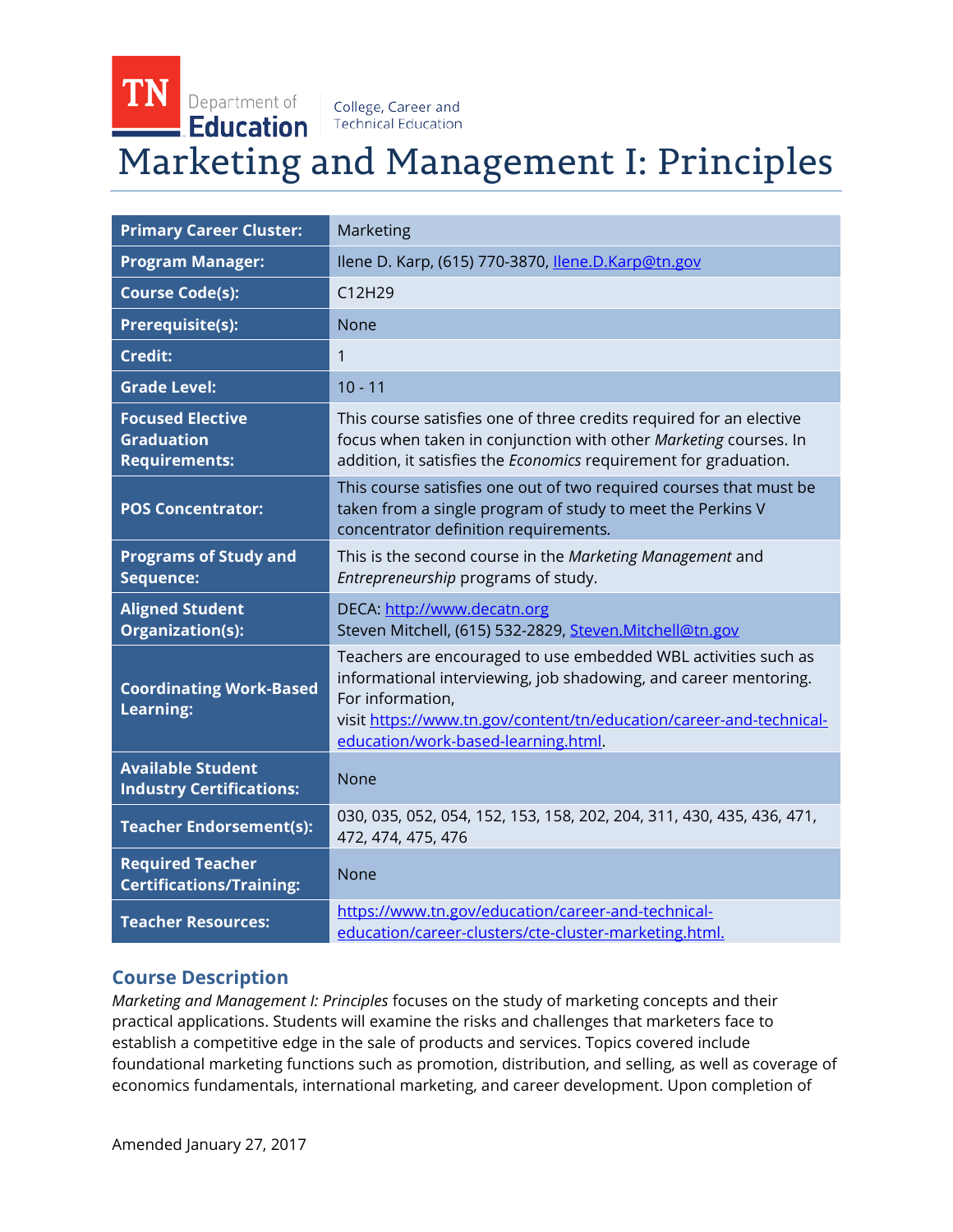TN Department of Education | College, Career and Technical Education

# Marketing and Management I: Principles

| | |
|---|---|
| **Primary Career Cluster:** | Marketing |
| **Program Manager:** | Ilene D. Karp, (615) 770-3870, Ilene.D.Karp@tn.gov |
| **Course Code(s):** | C12H29 |
| **Prerequisite(s):** | None |
| **Credit:** | 1 |
| **Grade Level:** | 10 - 11 |
| **Focused Elective Graduation Requirements:** | This course satisfies one of three credits required for an elective focus when taken in conjunction with other *Marketing* courses. In addition, it satisfies the *Economics* requirement for graduation. |
| **POS Concentrator:** | This course satisfies one out of two required courses that must be taken from a single program of study to meet the Perkins V concentrator definition requirements. |
| **Programs of Study and Sequence:** | This is the second course in the *Marketing Management* and *Entrepreneurship* programs of study. |
| **Aligned Student Organization(s):** | DECA: http://www.decatn.org<br>Steven Mitchell, (615) 532-2829, Steven.Mitchell@tn.gov |
| **Coordinating Work-Based Learning:** | Teachers are encouraged to use embedded WBL activities such as informational interviewing, job shadowing, and career mentoring. For information, visit https://www.tn.gov/content/tn/education/career-and-technical-education/work-based-learning.html. |
| **Available Student Industry Certifications:** | None |
| **Teacher Endorsement(s):** | 030, 035, 052, 054, 152, 153, 158, 202, 204, 311, 430, 435, 436, 471, 472, 474, 475, 476 |
| **Required Teacher Certifications/Training:** | None |
| **Teacher Resources:** | https://www.tn.gov/education/career-and-technical-education/career-clusters/cte-cluster-marketing.html. |

## Course Description

*Marketing and Management I: Principles* focuses on the study of marketing concepts and their practical applications. Students will examine the risks and challenges that marketers face to establish a competitive edge in the sale of products and services. Topics covered include foundational marketing functions such as promotion, distribution, and selling, as well as coverage of economics fundamentals, international marketing, and career development. Upon completion of

Amended January 27, 2017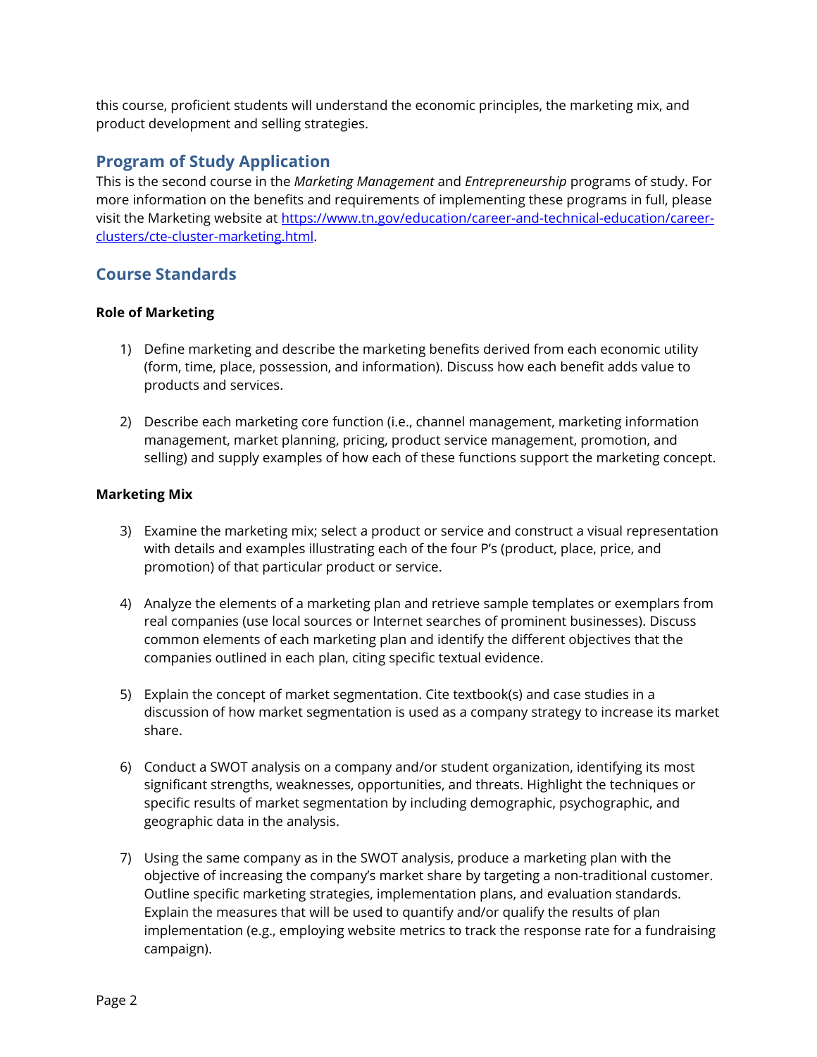this course, proficient students will understand the economic principles, the marketing mix, and product development and selling strategies.

## Program of Study Application

This is the second course in the *Marketing Management* and *Entrepreneurship* programs of study. For more information on the benefits and requirements of implementing these programs in full, please visit the Marketing website at [https://www.tn.gov/education/career-and-technical-education/career-clusters/cte-cluster-marketing.html](https://www.tn.gov/education/career-and-technical-education/career-clusters/cte-cluster-marketing.html).

## Course Standards

**Role of Marketing**

1) Define marketing and describe the marketing benefits derived from each economic utility (form, time, place, possession, and information). Discuss how each benefit adds value to products and services.

2) Describe each marketing core function (i.e., channel management, marketing information management, market planning, pricing, product service management, promotion, and selling) and supply examples of how each of these functions support the marketing concept.

**Marketing Mix**

3) Examine the marketing mix; select a product or service and construct a visual representation with details and examples illustrating each of the four P's (product, place, price, and promotion) of that particular product or service.

4) Analyze the elements of a marketing plan and retrieve sample templates or exemplars from real companies (use local sources or Internet searches of prominent businesses). Discuss common elements of each marketing plan and identify the different objectives that the companies outlined in each plan, citing specific textual evidence.

5) Explain the concept of market segmentation. Cite textbook(s) and case studies in a discussion of how market segmentation is used as a company strategy to increase its market share.

6) Conduct a SWOT analysis on a company and/or student organization, identifying its most significant strengths, weaknesses, opportunities, and threats. Highlight the techniques or specific results of market segmentation by including demographic, psychographic, and geographic data in the analysis.

7) Using the same company as in the SWOT analysis, produce a marketing plan with the objective of increasing the company's market share by targeting a non-traditional customer. Outline specific marketing strategies, implementation plans, and evaluation standards. Explain the measures that will be used to quantify and/or qualify the results of plan implementation (e.g., employing website metrics to track the response rate for a fundraising campaign).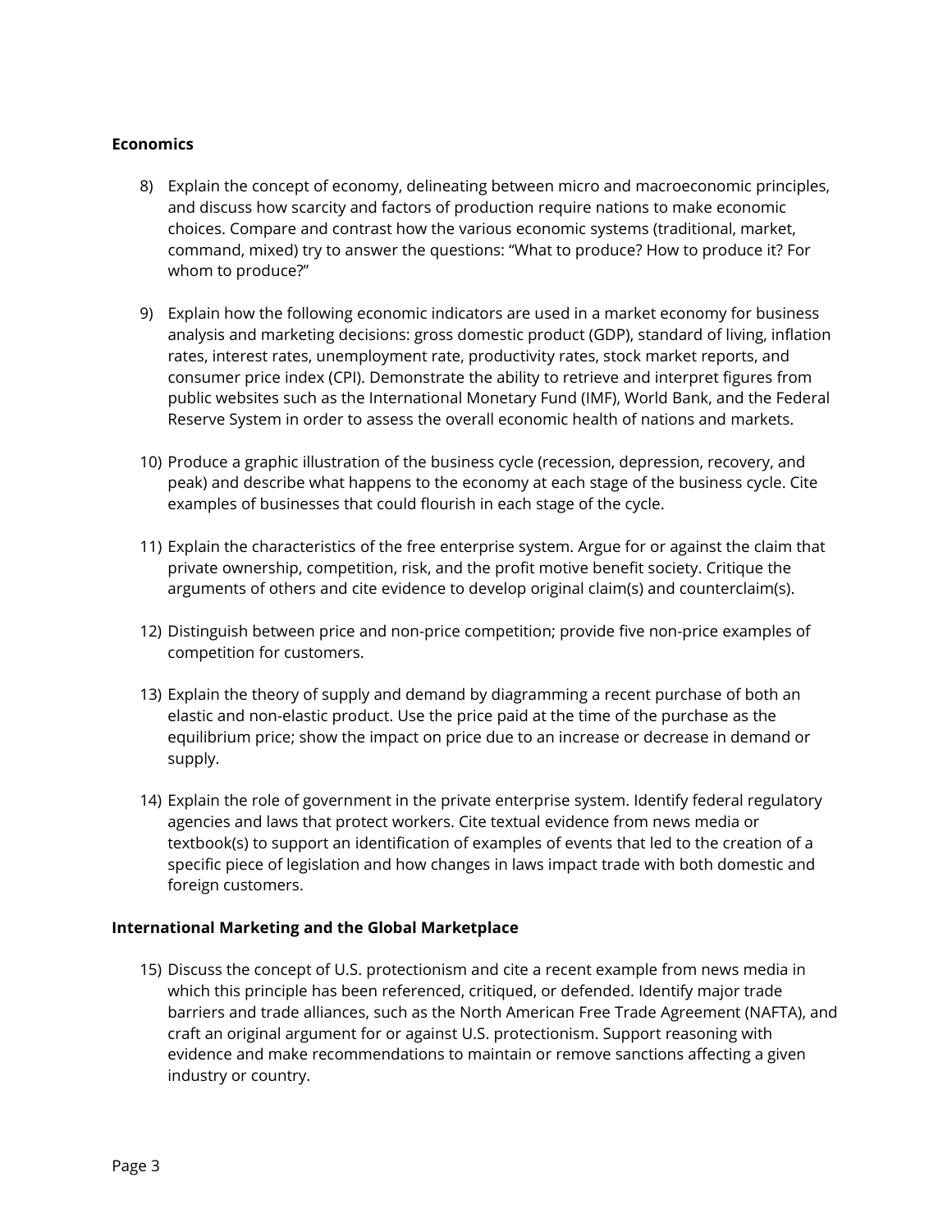**Economics**

8) Explain the concept of economy, delineating between micro and macroeconomic principles, and discuss how scarcity and factors of production require nations to make economic choices. Compare and contrast how the various economic systems (traditional, market, command, mixed) try to answer the questions: "What to produce? How to produce it? For whom to produce?"

9) Explain how the following economic indicators are used in a market economy for business analysis and marketing decisions: gross domestic product (GDP), standard of living, inflation rates, interest rates, unemployment rate, productivity rates, stock market reports, and consumer price index (CPI). Demonstrate the ability to retrieve and interpret figures from public websites such as the International Monetary Fund (IMF), World Bank, and the Federal Reserve System in order to assess the overall economic health of nations and markets.

10) Produce a graphic illustration of the business cycle (recession, depression, recovery, and peak) and describe what happens to the economy at each stage of the business cycle. Cite examples of businesses that could flourish in each stage of the cycle.

11) Explain the characteristics of the free enterprise system. Argue for or against the claim that private ownership, competition, risk, and the profit motive benefit society. Critique the arguments of others and cite evidence to develop original claim(s) and counterclaim(s).

12) Distinguish between price and non-price competition; provide five non-price examples of competition for customers.

13) Explain the theory of supply and demand by diagramming a recent purchase of both an elastic and non-elastic product. Use the price paid at the time of the purchase as the equilibrium price; show the impact on price due to an increase or decrease in demand or supply.

14) Explain the role of government in the private enterprise system. Identify federal regulatory agencies and laws that protect workers. Cite textual evidence from news media or textbook(s) to support an identification of examples of events that led to the creation of a specific piece of legislation and how changes in laws impact trade with both domestic and foreign customers.

**International Marketing and the Global Marketplace**

15) Discuss the concept of U.S. protectionism and cite a recent example from news media in which this principle has been referenced, critiqued, or defended. Identify major trade barriers and trade alliances, such as the North American Free Trade Agreement (NAFTA), and craft an original argument for or against U.S. protectionism. Support reasoning with evidence and make recommendations to maintain or remove sanctions affecting a given industry or country.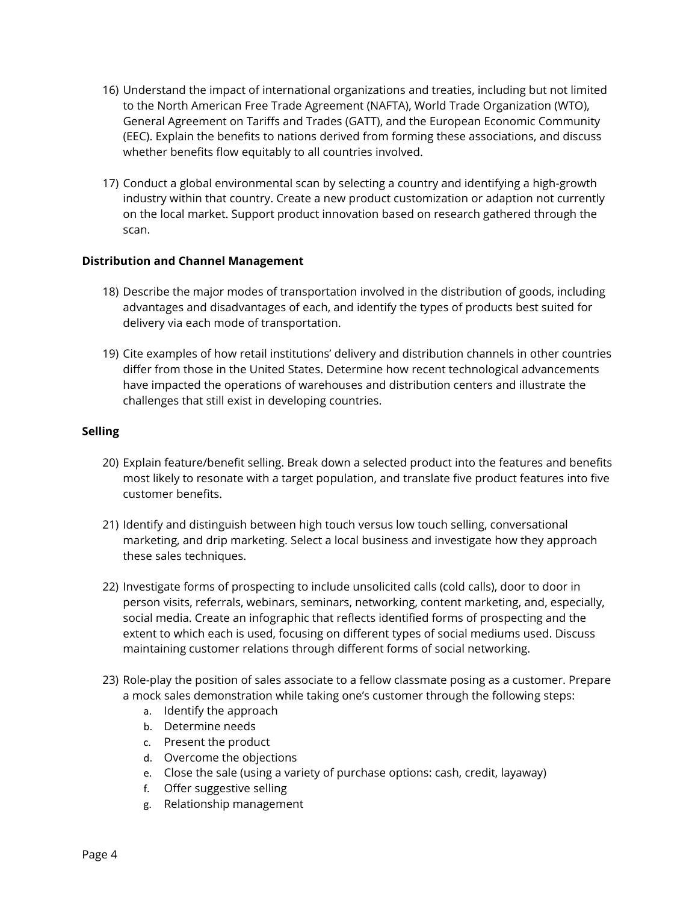16) Understand the impact of international organizations and treaties, including but not limited to the North American Free Trade Agreement (NAFTA), World Trade Organization (WTO), General Agreement on Tariffs and Trades (GATT), and the European Economic Community (EEC). Explain the benefits to nations derived from forming these associations, and discuss whether benefits flow equitably to all countries involved.

17) Conduct a global environmental scan by selecting a country and identifying a high-growth industry within that country. Create a new product customization or adaption not currently on the local market. Support product innovation based on research gathered through the scan.

**Distribution and Channel Management**

18) Describe the major modes of transportation involved in the distribution of goods, including advantages and disadvantages of each, and identify the types of products best suited for delivery via each mode of transportation.

19) Cite examples of how retail institutions' delivery and distribution channels in other countries differ from those in the United States. Determine how recent technological advancements have impacted the operations of warehouses and distribution centers and illustrate the challenges that still exist in developing countries.

**Selling**

20) Explain feature/benefit selling. Break down a selected product into the features and benefits most likely to resonate with a target population, and translate five product features into five customer benefits.

21) Identify and distinguish between high touch versus low touch selling, conversational marketing, and drip marketing. Select a local business and investigate how they approach these sales techniques.

22) Investigate forms of prospecting to include unsolicited calls (cold calls), door to door in person visits, referrals, webinars, seminars, networking, content marketing, and, especially, social media. Create an infographic that reflects identified forms of prospecting and the extent to which each is used, focusing on different types of social mediums used. Discuss maintaining customer relations through different forms of social networking.

23) Role-play the position of sales associate to a fellow classmate posing as a customer. Prepare a mock sales demonstration while taking one's customer through the following steps:
    a. Identify the approach
    b. Determine needs
    c. Present the product
    d. Overcome the objections
    e. Close the sale (using a variety of purchase options: cash, credit, layaway)
    f. Offer suggestive selling
    g. Relationship management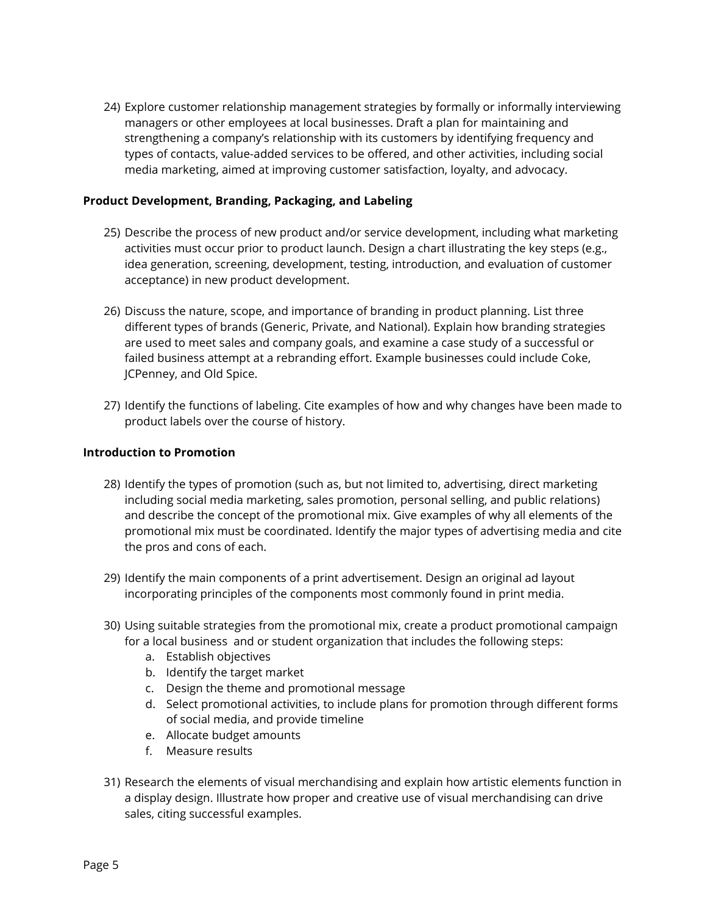24) Explore customer relationship management strategies by formally or informally interviewing managers or other employees at local businesses. Draft a plan for maintaining and strengthening a company's relationship with its customers by identifying frequency and types of contacts, value-added services to be offered, and other activities, including social media marketing, aimed at improving customer satisfaction, loyalty, and advocacy.

**Product Development, Branding, Packaging, and Labeling**

25) Describe the process of new product and/or service development, including what marketing activities must occur prior to product launch. Design a chart illustrating the key steps (e.g., idea generation, screening, development, testing, introduction, and evaluation of customer acceptance) in new product development.

26) Discuss the nature, scope, and importance of branding in product planning. List three different types of brands (Generic, Private, and National). Explain how branding strategies are used to meet sales and company goals, and examine a case study of a successful or failed business attempt at a rebranding effort. Example businesses could include Coke, JCPenney, and Old Spice.

27) Identify the functions of labeling. Cite examples of how and why changes have been made to product labels over the course of history.

**Introduction to Promotion**

28) Identify the types of promotion (such as, but not limited to, advertising, direct marketing including social media marketing, sales promotion, personal selling, and public relations) and describe the concept of the promotional mix. Give examples of why all elements of the promotional mix must be coordinated. Identify the major types of advertising media and cite the pros and cons of each.

29) Identify the main components of a print advertisement. Design an original ad layout incorporating principles of the components most commonly found in print media.

30) Using suitable strategies from the promotional mix, create a product promotional campaign for a local business and or student organization that includes the following steps:
    a. Establish objectives
    b. Identify the target market
    c. Design the theme and promotional message
    d. Select promotional activities, to include plans for promotion through different forms of social media, and provide timeline
    e. Allocate budget amounts
    f. Measure results

31) Research the elements of visual merchandising and explain how artistic elements function in a display design. Illustrate how proper and creative use of visual merchandising can drive sales, citing successful examples.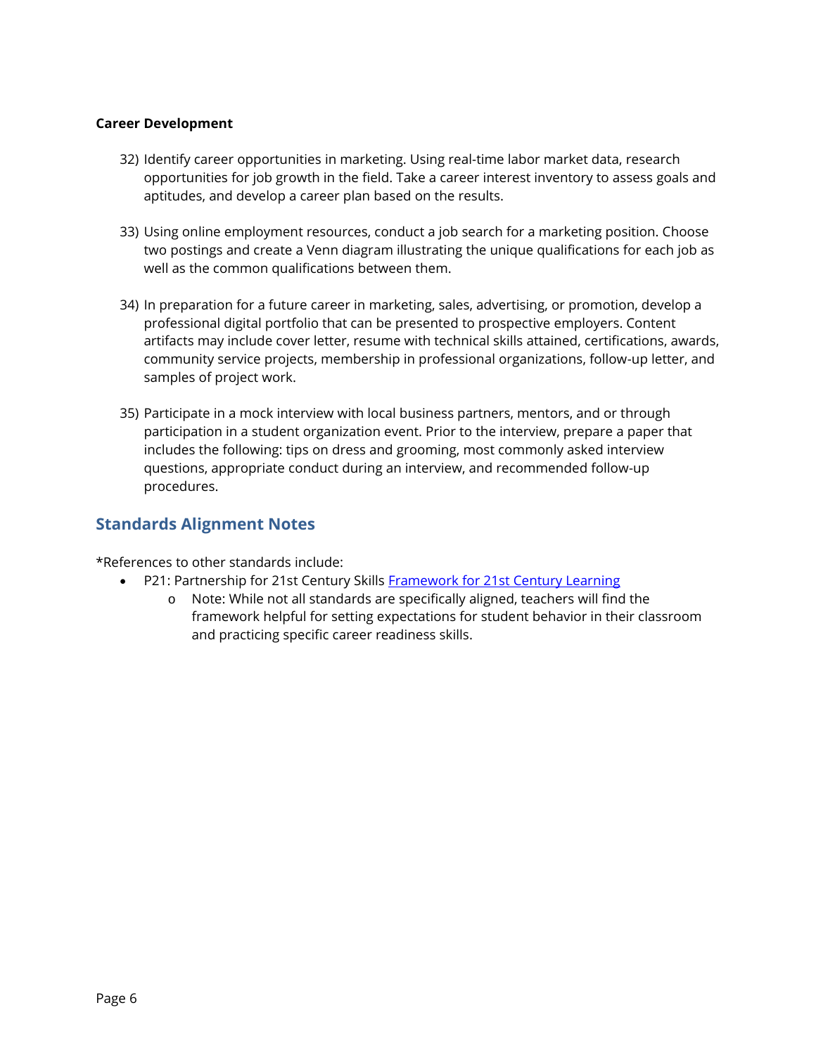**Career Development**

32) Identify career opportunities in marketing. Using real-time labor market data, research opportunities for job growth in the field. Take a career interest inventory to assess goals and aptitudes, and develop a career plan based on the results.

33) Using online employment resources, conduct a job search for a marketing position. Choose two postings and create a Venn diagram illustrating the unique qualifications for each job as well as the common qualifications between them.

34) In preparation for a future career in marketing, sales, advertising, or promotion, develop a professional digital portfolio that can be presented to prospective employers. Content artifacts may include cover letter, resume with technical skills attained, certifications, awards, community service projects, membership in professional organizations, follow-up letter, and samples of project work.

35) Participate in a mock interview with local business partners, mentors, and or through participation in a student organization event. Prior to the interview, prepare a paper that includes the following: tips on dress and grooming, most commonly asked interview questions, appropriate conduct during an interview, and recommended follow-up procedures.

## Standards Alignment Notes

*References to other standards include:

- P21: Partnership for 21st Century Skills Framework for 21st Century Learning
  - Note: While not all standards are specifically aligned, teachers will find the framework helpful for setting expectations for student behavior in their classroom and practicing specific career readiness skills.